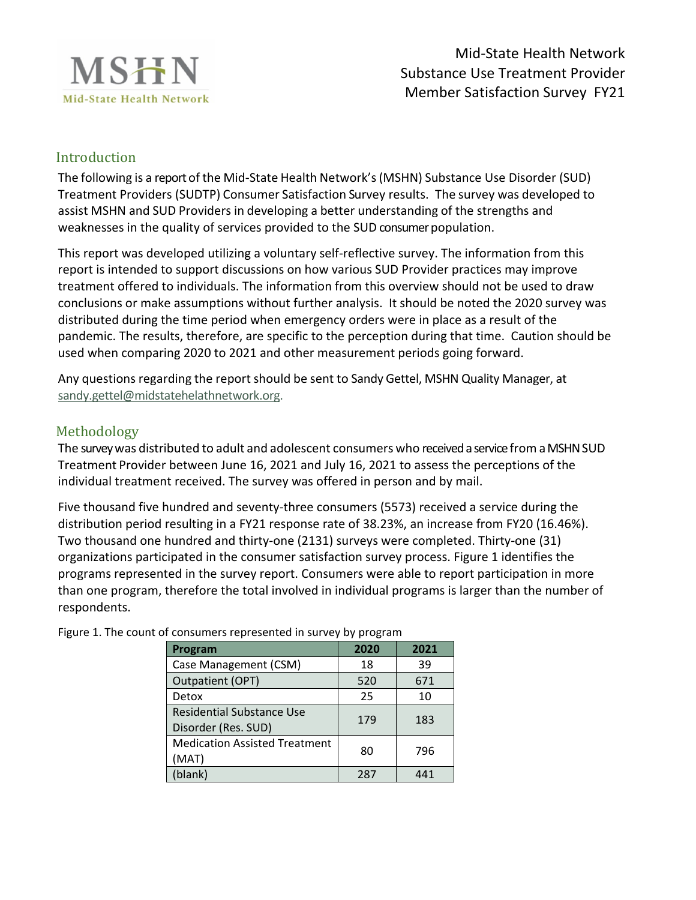MSHN
Mid-State Health Network

Mid-State Health Network
Substance Use Treatment Provider
Member Satisfaction Survey FY21

## Introduction

The following is a report of the Mid-State Health Network's (MSHN) Substance Use Disorder (SUD) Treatment Providers (SUDTP) Consumer Satisfaction Survey results. The survey was developed to assist MSHN and SUD Providers in developing a better understanding of the strengths and weaknesses in the quality of services provided to the SUD consumer population.

This report was developed utilizing a voluntary self-reflective survey. The information from this report is intended to support discussions on how various SUD Provider practices may improve treatment offered to individuals. The information from this overview should not be used to draw conclusions or make assumptions without further analysis. It should be noted the 2020 survey was distributed during the time period when emergency orders were in place as a result of the pandemic. The results, therefore, are specific to the perception during that time. Caution should be used when comparing 2020 to 2021 and other measurement periods going forward.

Any questions regarding the report should be sent to Sandy Gettel, MSHN Quality Manager, at sandy.gettel@midstatehelathnetwork.org.

## Methodology

The survey was distributed to adult and adolescent consumers who received a service from a MSHN SUD Treatment Provider between June 16, 2021 and July 16, 2021 to assess the perceptions of the individual treatment received. The survey was offered in person and by mail.

Five thousand five hundred and seventy-three consumers (5573) received a service during the distribution period resulting in a FY21 response rate of 38.23%, an increase from FY20 (16.46%). Two thousand one hundred and thirty-one (2131) surveys were completed. Thirty-one (31) organizations participated in the consumer satisfaction survey process. Figure 1 identifies the programs represented in the survey report. Consumers were able to report participation in more than one program, therefore the total involved in individual programs is larger than the number of respondents.

Figure 1. The count of consumers represented in survey by program

| Program | 2020 | 2021 |
|---|---|---|
| Case Management (CSM) | 18 | 39 |
| Outpatient (OPT) | 520 | 671 |
| Detox | 25 | 10 |
| Residential Substance Use Disorder (Res. SUD) | 179 | 183 |
| Medication Assisted Treatment (MAT) | 80 | 796 |
| (blank) | 287 | 441 |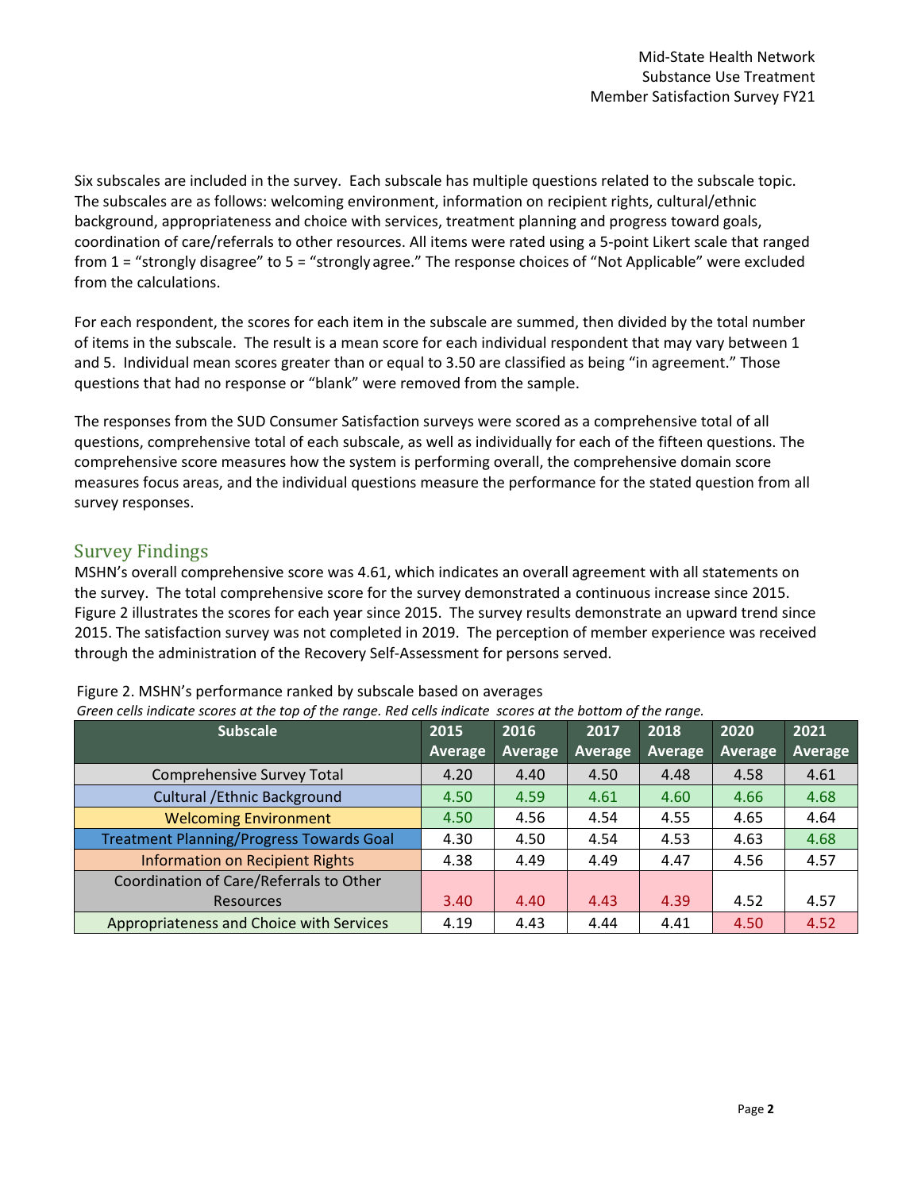Six subscales are included in the survey. Each subscale has multiple questions related to the subscale topic. The subscales are as follows: welcoming environment, information on recipient rights, cultural/ethnic background, appropriateness and choice with services, treatment planning and progress toward goals, coordination of care/referrals to other resources. All items were rated using a 5-point Likert scale that ranged from 1 = "strongly disagree" to 5 = "strongly agree." The response choices of "Not Applicable" were excluded from the calculations.

For each respondent, the scores for each item in the subscale are summed, then divided by the total number of items in the subscale. The result is a mean score for each individual respondent that may vary between 1 and 5. Individual mean scores greater than or equal to 3.50 are classified as being "in agreement." Those questions that had no response or "blank" were removed from the sample.

The responses from the SUD Consumer Satisfaction surveys were scored as a comprehensive total of all questions, comprehensive total of each subscale, as well as individually for each of the fifteen questions. The comprehensive score measures how the system is performing overall, the comprehensive domain score measures focus areas, and the individual questions measure the performance for the stated question from all survey responses.

## Survey Findings

MSHN's overall comprehensive score was 4.61, which indicates an overall agreement with all statements on the survey. The total comprehensive score for the survey demonstrated a continuous increase since 2015. Figure 2 illustrates the scores for each year since 2015. The survey results demonstrate an upward trend since 2015. The satisfaction survey was not completed in 2019. The perception of member experience was received through the administration of the Recovery Self-Assessment for persons served.

Figure 2. MSHN's performance ranked by subscale based on averages

*Green cells indicate scores at the top of the range. Red cells indicate scores at the bottom of the range.*

| Subscale | 2015 Average | 2016 Average | 2017 Average | 2018 Average | 2020 Average | 2021 Average |
|---|---|---|---|---|---|---|
| Comprehensive Survey Total | 4.20 | 4.40 | 4.50 | 4.48 | 4.58 | 4.61 |
| Cultural /Ethnic Background | 4.50 | 4.59 | 4.61 | 4.60 | 4.66 | 4.68 |
| Welcoming Environment | 4.50 | 4.56 | 4.54 | 4.55 | 4.65 | 4.64 |
| Treatment Planning/Progress Towards Goal | 4.30 | 4.50 | 4.54 | 4.53 | 4.63 | 4.68 |
| Information on Recipient Rights | 4.38 | 4.49 | 4.49 | 4.47 | 4.56 | 4.57 |
| Coordination of Care/Referrals to Other Resources | 3.40 | 4.40 | 4.43 | 4.39 | 4.52 | 4.57 |
| Appropriateness and Choice with Services | 4.19 | 4.43 | 4.44 | 4.41 | 4.50 | 4.52 |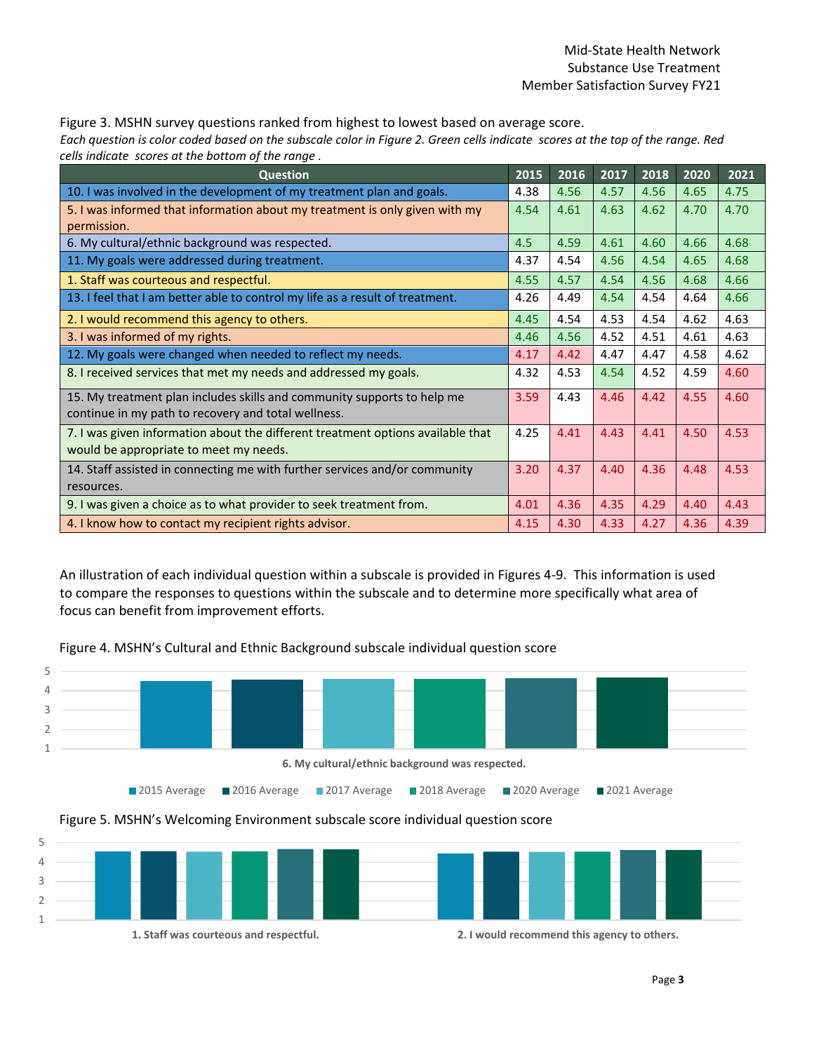Figure 3. MSHN survey questions ranked from highest to lowest based on average score.

*Each question is color coded based on the subscale color in Figure 2. Green cells indicate scores at the top of the range. Red cells indicate scores at the bottom of the range .*

| Question | 2015 | 2016 | 2017 | 2018 | 2020 | 2021 |
|---|---|---|---|---|---|---|
| 10. I was involved in the development of my treatment plan and goals. | 4.38 | 4.56 | 4.57 | 4.56 | 4.65 | 4.75 |
| 5. I was informed that information about my treatment is only given with my permission. | 4.54 | 4.61 | 4.63 | 4.62 | 4.70 | 4.70 |
| 6. My cultural/ethnic background was respected. | 4.5 | 4.59 | 4.61 | 4.60 | 4.66 | 4.68 |
| 11. My goals were addressed during treatment. | 4.37 | 4.54 | 4.56 | 4.54 | 4.65 | 4.68 |
| 1. Staff was courteous and respectful. | 4.55 | 4.57 | 4.54 | 4.56 | 4.68 | 4.66 |
| 13. I feel that I am better able to control my life as a result of treatment. | 4.26 | 4.49 | 4.54 | 4.54 | 4.64 | 4.66 |
| 2. I would recommend this agency to others. | 4.45 | 4.54 | 4.53 | 4.54 | 4.62 | 4.63 |
| 3. I was informed of my rights. | 4.46 | 4.56 | 4.52 | 4.51 | 4.61 | 4.63 |
| 12. My goals were changed when needed to reflect my needs. | 4.17 | 4.42 | 4.47 | 4.47 | 4.58 | 4.62 |
| 8. I received services that met my needs and addressed my goals. | 4.32 | 4.53 | 4.54 | 4.52 | 4.59 | 4.60 |
| 15. My treatment plan includes skills and community supports to help me continue in my path to recovery and total wellness. | 3.59 | 4.43 | 4.46 | 4.42 | 4.55 | 4.60 |
| 7. I was given information about the different treatment options available that would be appropriate to meet my needs. | 4.25 | 4.41 | 4.43 | 4.41 | 4.50 | 4.53 |
| 14. Staff assisted in connecting me with further services and/or community resources. | 3.20 | 4.37 | 4.40 | 4.36 | 4.48 | 4.53 |
| 9. I was given a choice as to what provider to seek treatment from. | 4.01 | 4.36 | 4.35 | 4.29 | 4.40 | 4.43 |
| 4. I know how to contact my recipient rights advisor. | 4.15 | 4.30 | 4.33 | 4.27 | 4.36 | 4.39 |

An illustration of each individual question within a subscale is provided in Figures 4-9. This information is used to compare the responses to questions within the subscale and to determine more specifically what area of focus can benefit from improvement efforts.

Figure 4. MSHN's Cultural and Ethnic Background subscale individual question score

Figure 5. MSHN's Welcoming Environment subscale score individual question score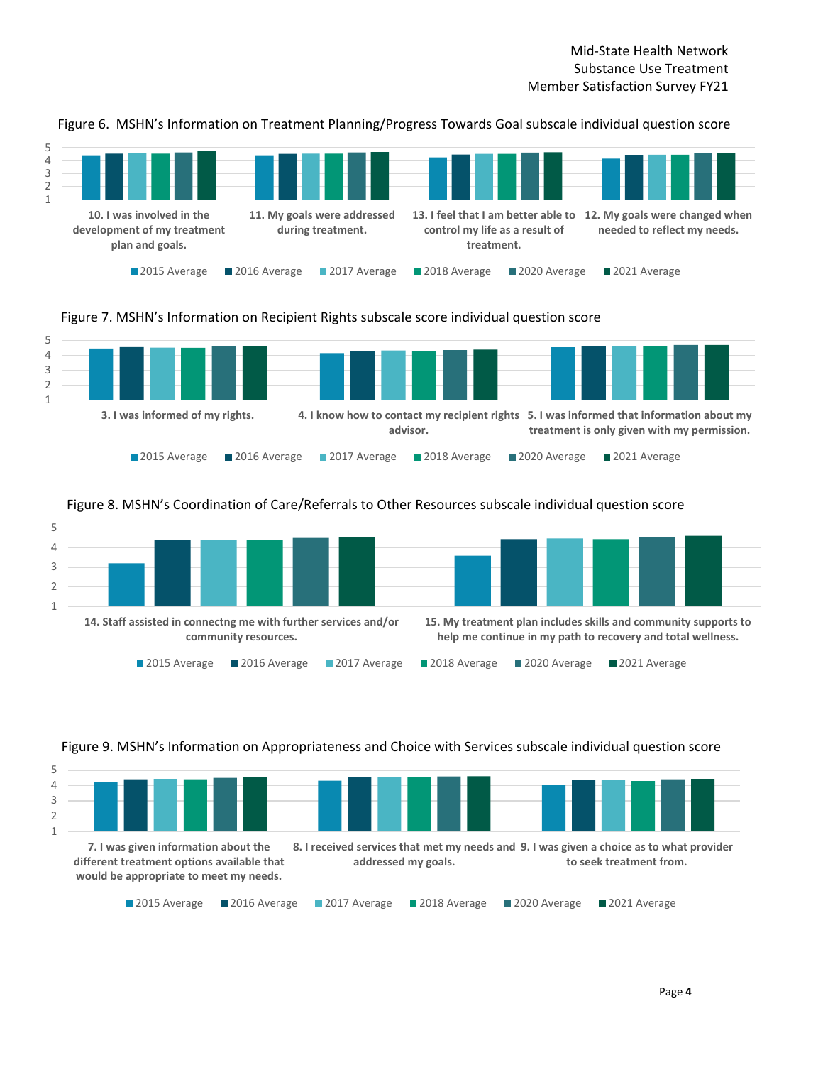Figure 6. MSHN's Information on Treatment Planning/Progress Towards Goal subscale individual question score

Figure 7. MSHN's Information on Recipient Rights subscale score individual question score

Figure 8. MSHN's Coordination of Care/Referrals to Other Resources subscale individual question score

Figure 9. MSHN's Information on Appropriateness and Choice with Services subscale individual question score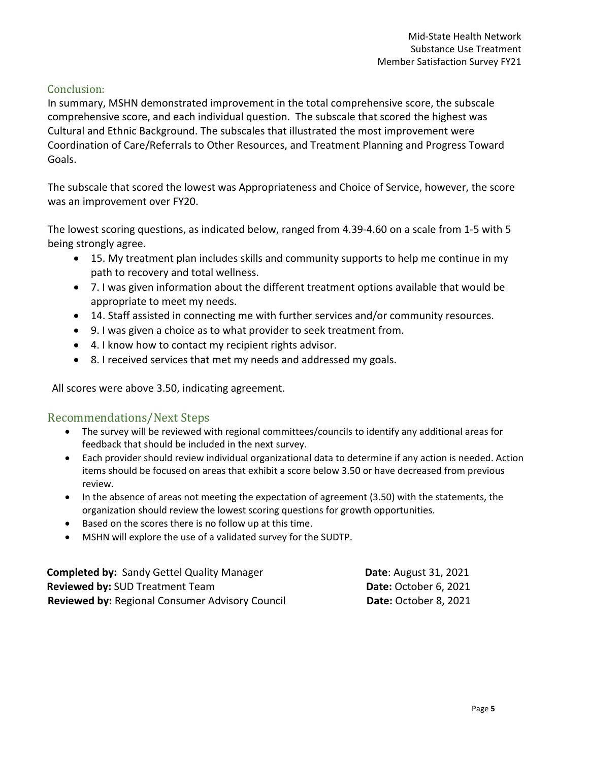## Conclusion:

In summary, MSHN demonstrated improvement in the total comprehensive score, the subscale comprehensive score, and each individual question. The subscale that scored the highest was Cultural and Ethnic Background. The subscales that illustrated the most improvement were Coordination of Care/Referrals to Other Resources, and Treatment Planning and Progress Toward Goals.

The subscale that scored the lowest was Appropriateness and Choice of Service, however, the score was an improvement over FY20.

The lowest scoring questions, as indicated below, ranged from 4.39-4.60 on a scale from 1-5 with 5 being strongly agree.

- 15. My treatment plan includes skills and community supports to help me continue in my path to recovery and total wellness.
- 7. I was given information about the different treatment options available that would be appropriate to meet my needs.
- 14. Staff assisted in connecting me with further services and/or community resources.
- 9. I was given a choice as to what provider to seek treatment from.
- 4. I know how to contact my recipient rights advisor.
- 8. I received services that met my needs and addressed my goals.

All scores were above 3.50, indicating agreement.

## Recommendations/Next Steps

- The survey will be reviewed with regional committees/councils to identify any additional areas for feedback that should be included in the next survey.
- Each provider should review individual organizational data to determine if any action is needed. Action items should be focused on areas that exhibit a score below 3.50 or have decreased from previous review.
- In the absence of areas not meeting the expectation of agreement (3.50) with the statements, the organization should review the lowest scoring questions for growth opportunities.
- Based on the scores there is no follow up at this time.
- MSHN will explore the use of a validated survey for the SUDTP.

**Completed by:** Sandy Gettel Quality Manager **Date**: August 31, 2021
**Reviewed by:** SUD Treatment Team **Date:** October 6, 2021
**Reviewed by:** Regional Consumer Advisory Council **Date:** October 8, 2021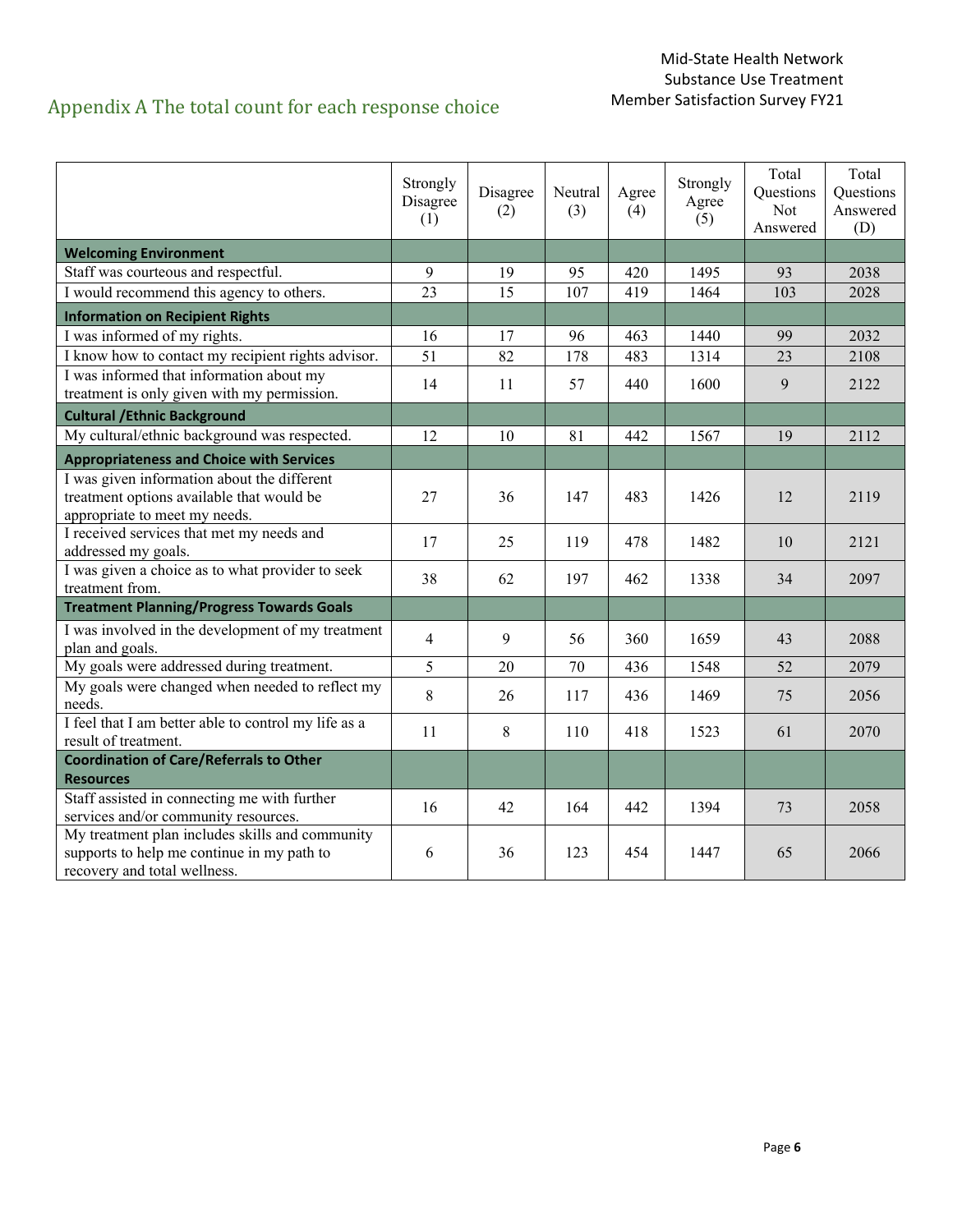## Appendix A The total count for each response choice

| | Strongly Disagree (1) | Disagree (2) | Neutral (3) | Agree (4) | Strongly Agree (5) | Total Questions Not Answered | Total Questions Answered (D) |
|---|---|---|---|---|---|---|---|
| **Welcoming Environment** | | | | | | | |
| Staff was courteous and respectful. | 9 | 19 | 95 | 420 | 1495 | 93 | 2038 |
| I would recommend this agency to others. | 23 | 15 | 107 | 419 | 1464 | 103 | 2028 |
| **Information on Recipient Rights** | | | | | | | |
| I was informed of my rights. | 16 | 17 | 96 | 463 | 1440 | 99 | 2032 |
| I know how to contact my recipient rights advisor. | 51 | 82 | 178 | 483 | 1314 | 23 | 2108 |
| I was informed that information about my treatment is only given with my permission. | 14 | 11 | 57 | 440 | 1600 | 9 | 2122 |
| **Cultural /Ethnic Background** | | | | | | | |
| My cultural/ethnic background was respected. | 12 | 10 | 81 | 442 | 1567 | 19 | 2112 |
| **Appropriateness and Choice with Services** | | | | | | | |
| I was given information about the different treatment options available that would be appropriate to meet my needs. | 27 | 36 | 147 | 483 | 1426 | 12 | 2119 |
| I received services that met my needs and addressed my goals. | 17 | 25 | 119 | 478 | 1482 | 10 | 2121 |
| I was given a choice as to what provider to seek treatment from. | 38 | 62 | 197 | 462 | 1338 | 34 | 2097 |
| **Treatment Planning/Progress Towards Goals** | | | | | | | |
| I was involved in the development of my treatment plan and goals. | 4 | 9 | 56 | 360 | 1659 | 43 | 2088 |
| My goals were addressed during treatment. | 5 | 20 | 70 | 436 | 1548 | 52 | 2079 |
| My goals were changed when needed to reflect my needs. | 8 | 26 | 117 | 436 | 1469 | 75 | 2056 |
| I feel that I am better able to control my life as a result of treatment. | 11 | 8 | 110 | 418 | 1523 | 61 | 2070 |
| **Coordination of Care/Referrals to Other Resources** | | | | | | | |
| Staff assisted in connecting me with further services and/or community resources. | 16 | 42 | 164 | 442 | 1394 | 73 | 2058 |
| My treatment plan includes skills and community supports to help me continue in my path to recovery and total wellness. | 6 | 36 | 123 | 454 | 1447 | 65 | 2066 |